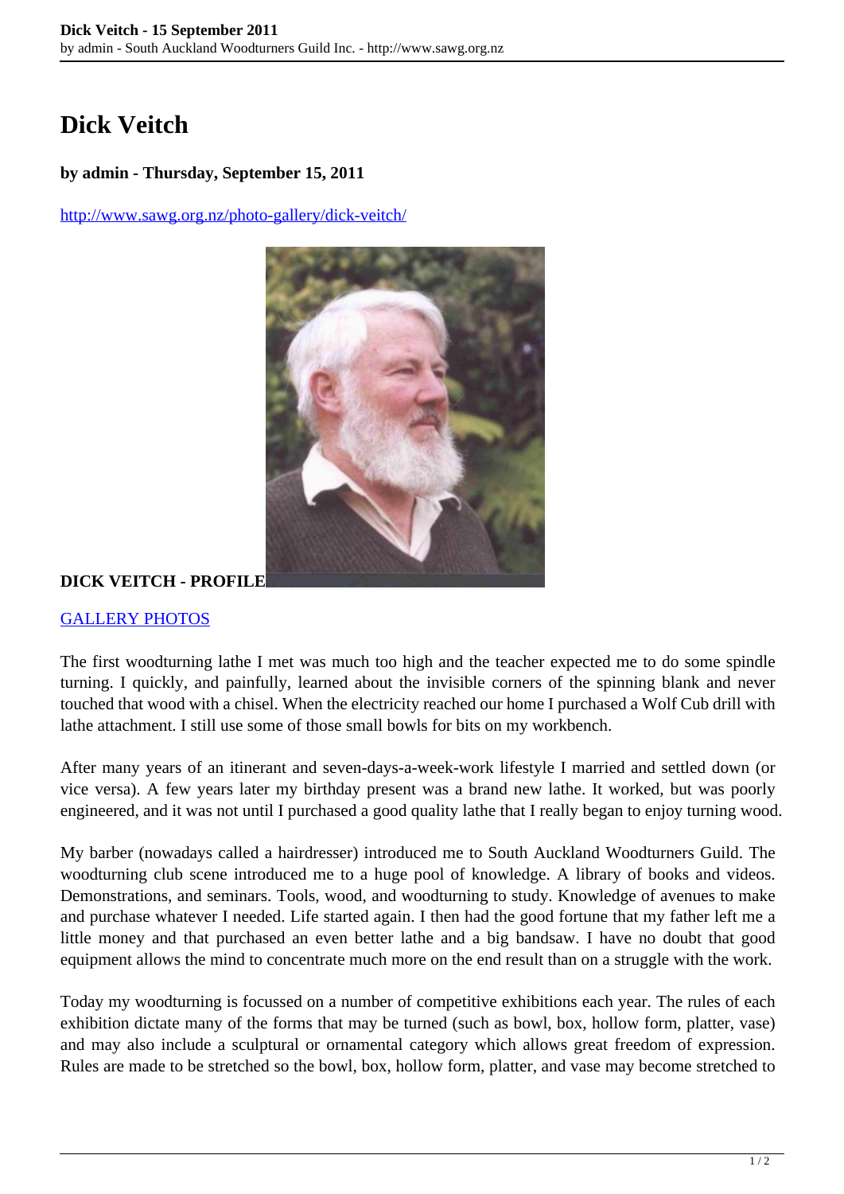# Dick Veitch

**by admin - Thursday, September 15, 2011**

http://www.sawg.org.nz/photo-gallery/dick-veitch/

**DICK VEITCH - PROFILE**

GALLERY PHOTOS

The first woodturning lathe I met was much too high and the teacher expected me to do some spindle turning. I quickly, and painfully, learned about the invisible corners of the spinning blank and never touched that wood with a chisel. When the electricity reached our home I purchased a Wolf Cub drill with lathe attachment. I still use some of those small bowls for bits on my workbench.

After many years of an itinerant and seven-days-a-week-work lifestyle I married and settled down (or vice versa). A few years later my birthday present was a brand new lathe. It worked, but was poorly engineered, and it was not until I purchased a good quality lathe that I really began to enjoy turning wood.

My barber (nowadays called a hairdresser) introduced me to South Auckland Woodturners Guild. The woodturning club scene introduced me to a huge pool of knowledge. A library of books and videos. Demonstrations, and seminars. Tools, wood, and woodturning to study. Knowledge of avenues to make and purchase whatever I needed. Life started again. I then had the good fortune that my father left me a little money and that purchased an even better lathe and a big bandsaw. I have no doubt that good equipment allows the mind to concentrate much more on the end result than on a struggle with the work.

Today my woodturning is focussed on a number of competitive exhibitions each year. The rules of each exhibition dictate many of the forms that may be turned (such as bowl, box, hollow form, platter, vase) and may also include a sculptural or ornamental category which allows great freedom of expression. Rules are made to be stretched so the bowl, box, hollow form, platter, and vase may become stretched to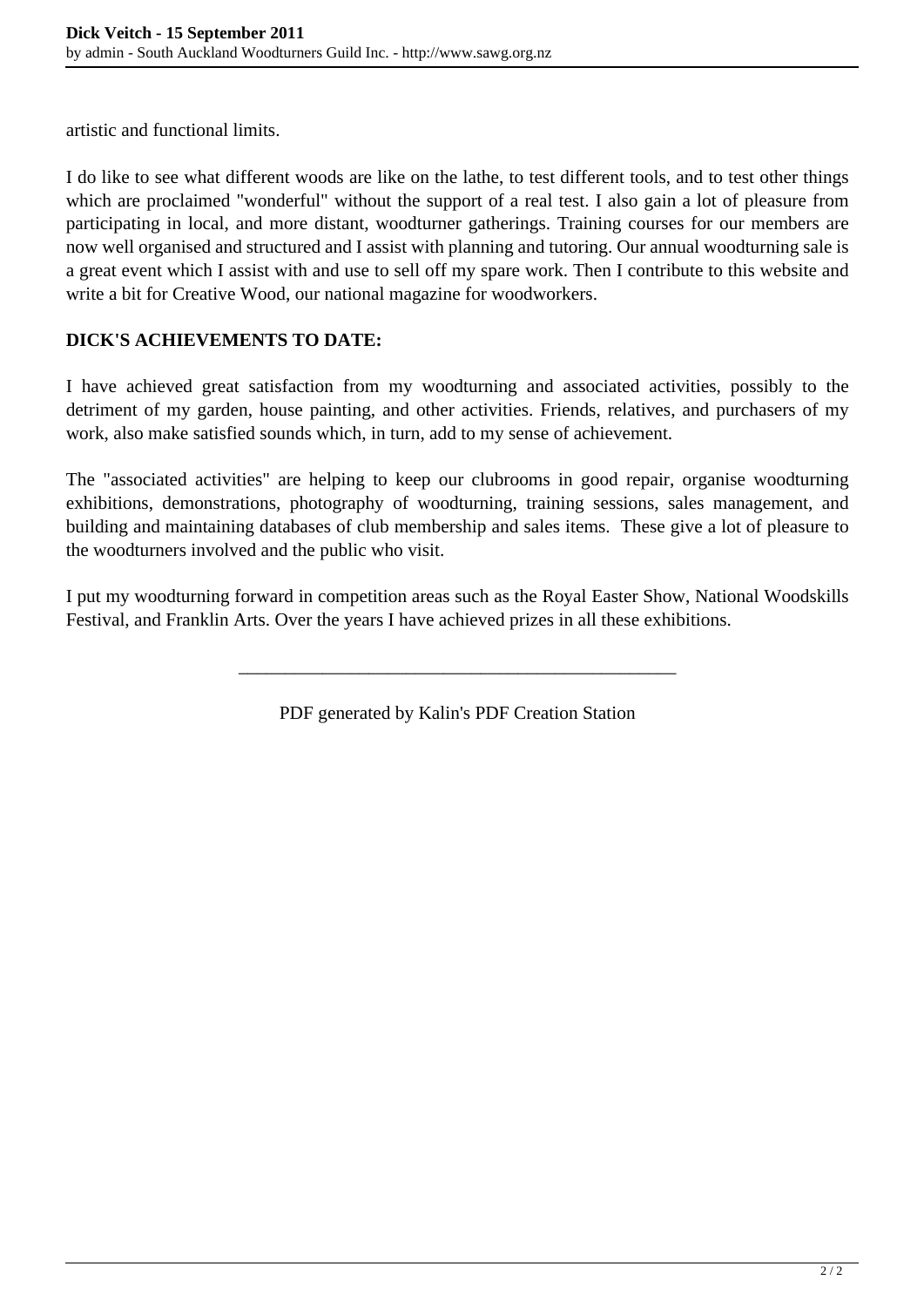artistic and functional limits.

I do like to see what different woods are like on the lathe, to test different tools, and to test other things which are proclaimed "wonderful" without the support of a real test. I also gain a lot of pleasure from participating in local, and more distant, woodturner gatherings. Training courses for our members are now well organised and structured and I assist with planning and tutoring. Our annual woodturning sale is a great event which I assist with and use to sell off my spare work. Then I contribute to this website and write a bit for Creative Wood, our national magazine for woodworkers.

**DICK'S ACHIEVEMENTS TO DATE:**

I have achieved great satisfaction from my woodturning and associated activities, possibly to the detriment of my garden, house painting, and other activities. Friends, relatives, and purchasers of my work, also make satisfied sounds which, in turn, add to my sense of achievement.

The "associated activities" are helping to keep our clubrooms in good repair, organise woodturning exhibitions, demonstrations, photography of woodturning, training sessions, sales management, and building and maintaining databases of club membership and sales items. These give a lot of pleasure to the woodturners involved and the public who visit.

I put my woodturning forward in competition areas such as the Royal Easter Show, National Woodskills Festival, and Franklin Arts. Over the years I have achieved prizes in all these exhibitions.

---

PDF generated by Kalin's PDF Creation Station